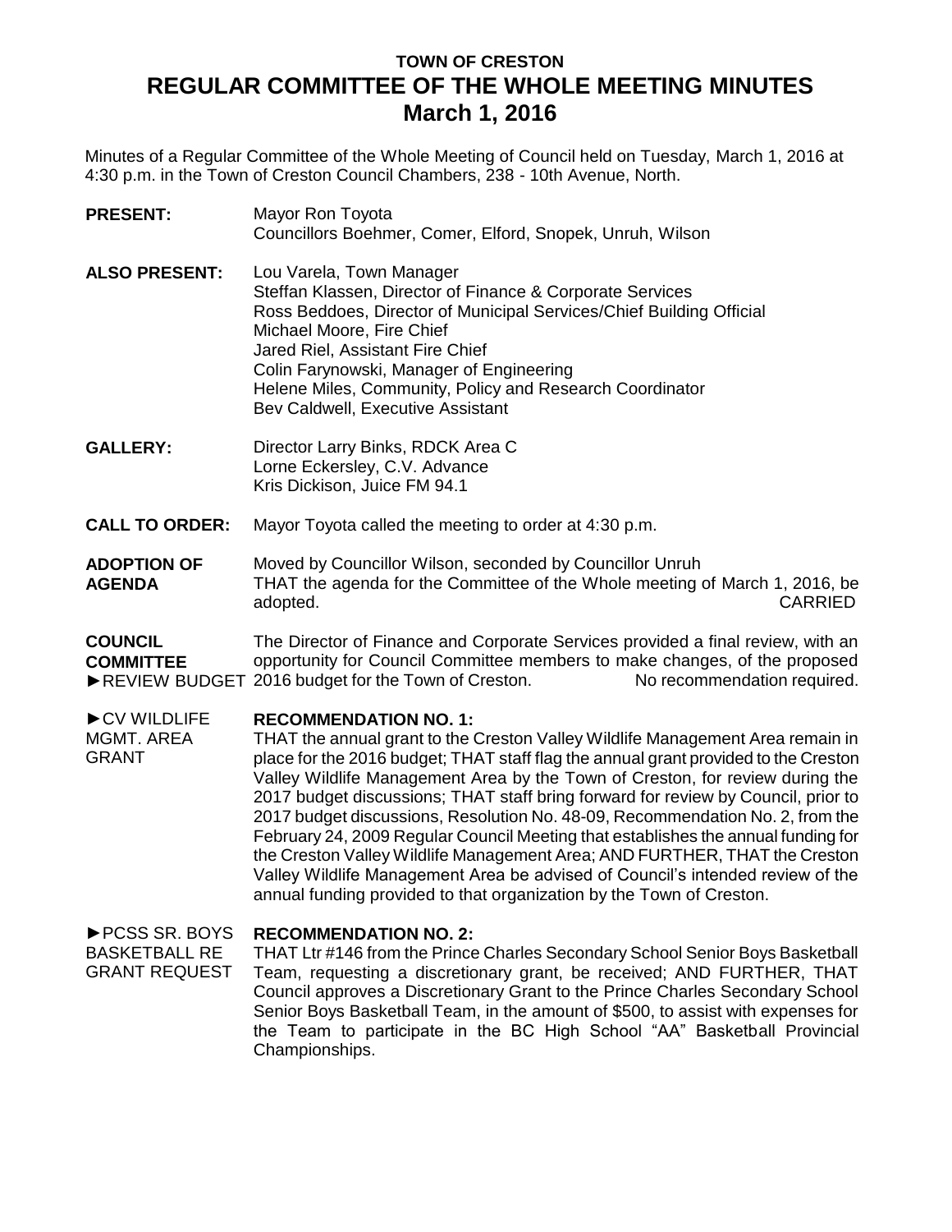# TOWN OF CRESTON
# REGULAR COMMITTEE OF THE WHOLE MEETING MINUTES
## March 1, 2016

Minutes of a Regular Committee of the Whole Meeting of Council held on Tuesday, March 1, 2016 at 4:30 p.m. in the Town of Creston Council Chambers, 238 - 10th Avenue, North.

**PRESENT:** Mayor Ron Toyota
Councillors Boehmer, Comer, Elford, Snopek, Unruh, Wilson

**ALSO PRESENT:** Lou Varela, Town Manager
Steffan Klassen, Director of Finance & Corporate Services
Ross Beddoes, Director of Municipal Services/Chief Building Official
Michael Moore, Fire Chief
Jared Riel, Assistant Fire Chief
Colin Farynowski, Manager of Engineering
Helene Miles, Community, Policy and Research Coordinator
Bev Caldwell, Executive Assistant

**GALLERY:** Director Larry Binks, RDCK Area C
Lorne Eckersley, C.V. Advance
Kris Dickison, Juice FM 94.1

**CALL TO ORDER:** Mayor Toyota called the meeting to order at 4:30 p.m.

**ADOPTION OF AGENDA**
Moved by Councillor Wilson, seconded by Councillor Unruh
THAT the agenda for the Committee of the Whole meeting of March 1, 2016, be adopted. CARRIED

**COUNCIL COMMITTEE**
►REVIEW BUDGET
The Director of Finance and Corporate Services provided a final review, with an opportunity for Council Committee members to make changes, of the proposed 2016 budget for the Town of Creston. No recommendation required.

►CV WILDLIFE MGMT. AREA GRANT

**RECOMMENDATION NO. 1:**
THAT the annual grant to the Creston Valley Wildlife Management Area remain in place for the 2016 budget; THAT staff flag the annual grant provided to the Creston Valley Wildlife Management Area by the Town of Creston, for review during the 2017 budget discussions; THAT staff bring forward for review by Council, prior to 2017 budget discussions, Resolution No. 48-09, Recommendation No. 2, from the February 24, 2009 Regular Council Meeting that establishes the annual funding for the Creston Valley Wildlife Management Area; AND FURTHER, THAT the Creston Valley Wildlife Management Area be advised of Council's intended review of the annual funding provided to that organization by the Town of Creston.

►PCSS SR. BOYS BASKETBALL RE GRANT REQUEST

**RECOMMENDATION NO. 2:**
THAT Ltr #146 from the Prince Charles Secondary School Senior Boys Basketball Team, requesting a discretionary grant, be received; AND FURTHER, THAT Council approves a Discretionary Grant to the Prince Charles Secondary School Senior Boys Basketball Team, in the amount of $500, to assist with expenses for the Team to participate in the BC High School "AA" Basketball Provincial Championships.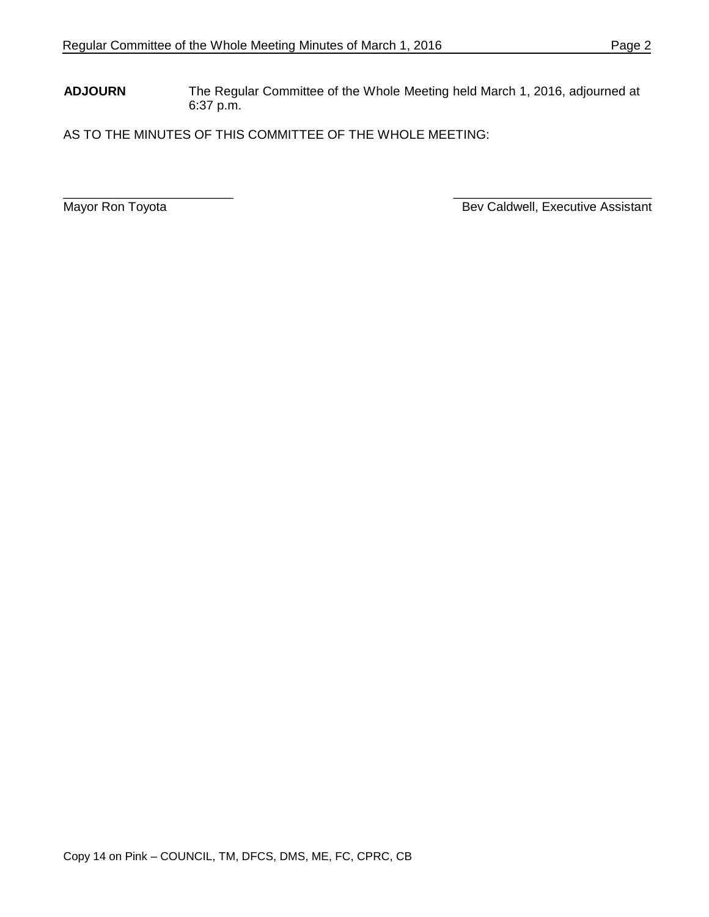**ADJOURN** The Regular Committee of the Whole Meeting held March 1, 2016, adjourned at 6:37 p.m.

AS TO THE MINUTES OF THIS COMMITTEE OF THE WHOLE MEETING:

\_\_\_\_\_\_\_\_\_\_\_\_\_\_\_\_\_\_\_\_\_\_\_\_\_\_ \_\_\_\_\_\_\_\_\_\_\_\_\_\_\_\_\_\_\_\_\_\_\_\_\_\_\_\_\_\_\_
Mayor Ron Toyota Bev Caldwell, Executive Assistant

Copy 14 on Pink – COUNCIL, TM, DFCS, DMS, ME, FC, CPRC, CB